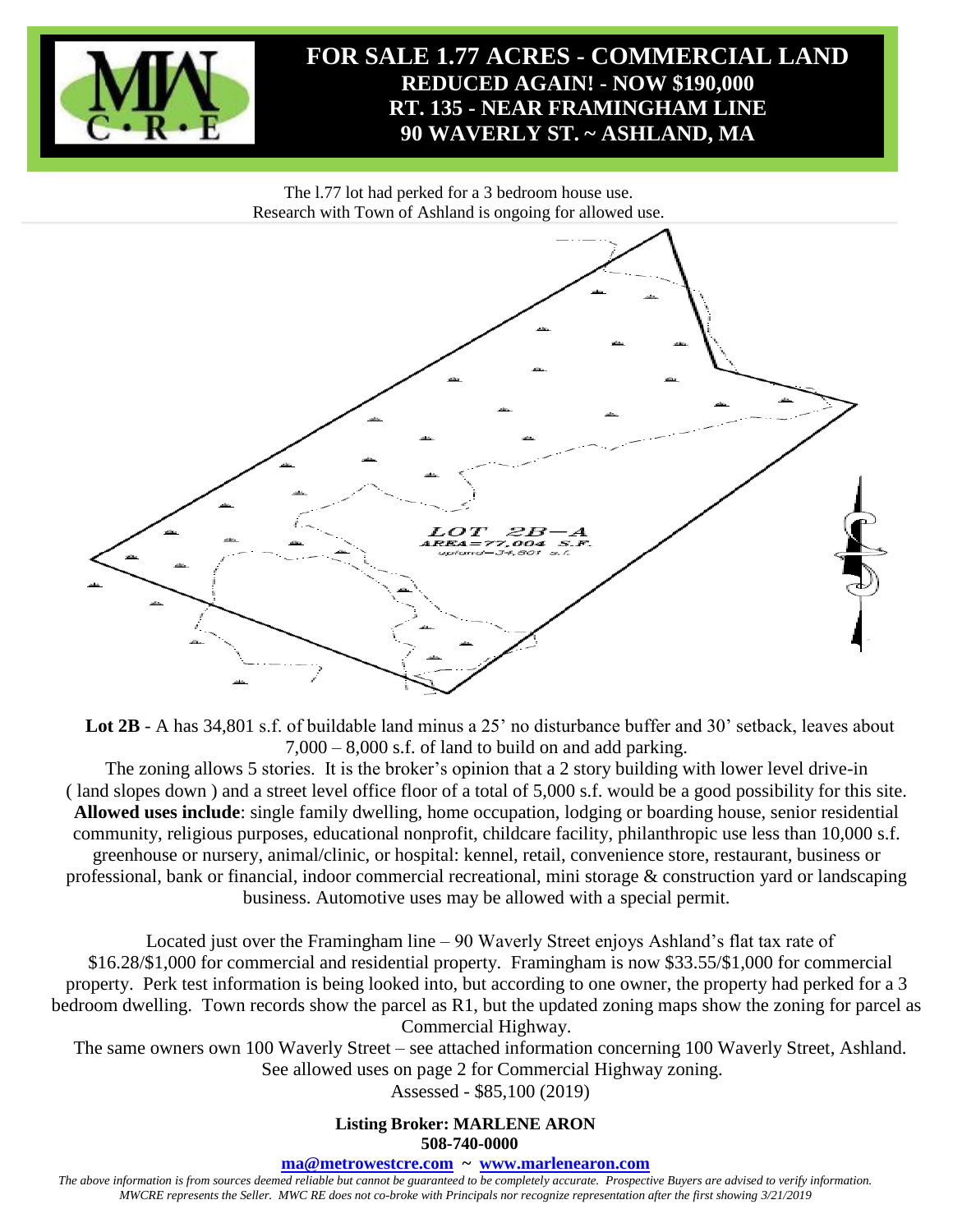# FOR SALE 1.77 ACRES - COMMERCIAL LAND
## REDUCED AGAIN! - NOW $190,000
## RT. 135 - NEAR FRAMINGHAM LINE
## 90 WAVERLY ST. ~ ASHLAND, MA

The l.77 lot had perked for a 3 bedroom house use.
Research with Town of Ashland is ongoing for allowed use.

LOT 2B—A
AREA=77,004 S.F.
upland=34,801 s.f.

**Lot 2B** - A has 34,801 s.f. of buildable land minus a 25' no disturbance buffer and 30' setback, leaves about 7,000 – 8,000 s.f. of land to build on and add parking.

The zoning allows 5 stories. It is the broker's opinion that a 2 story building with lower level drive-in ( land slopes down ) and a street level office floor of a total of 5,000 s.f. would be a good possibility for this site. **Allowed uses include**: single family dwelling, home occupation, lodging or boarding house, senior residential community, religious purposes, educational nonprofit, childcare facility, philanthropic use less than 10,000 s.f. greenhouse or nursery, animal/clinic, or hospital: kennel, retail, convenience store, restaurant, business or professional, bank or financial, indoor commercial recreational, mini storage & construction yard or landscaping business. Automotive uses may be allowed with a special permit.

Located just over the Framingham line – 90 Waverly Street enjoys Ashland's flat tax rate of $16.28/$1,000 for commercial and residential property. Framingham is now $33.55/$1,000 for commercial property. Perk test information is being looked into, but according to one owner, the property had perked for a 3 bedroom dwelling. Town records show the parcel as R1, but the updated zoning maps show the zoning for parcel as Commercial Highway.

The same owners own 100 Waverly Street – see attached information concerning 100 Waverly Street, Ashland. See allowed uses on page 2 for Commercial Highway zoning.

Assessed - $85,100 (2019)

**Listing Broker: MARLENE ARON**
**508-740-0000**
**ma@metrowestcre.com ~ www.marlenearon.com**

*The above information is from sources deemed reliable but cannot be guaranteed to be completely accurate. Prospective Buyers are advised to verify information. MWCRE represents the Seller. MWC RE does not co-broke with Principals nor recognize representation after the first showing 3/21/2019*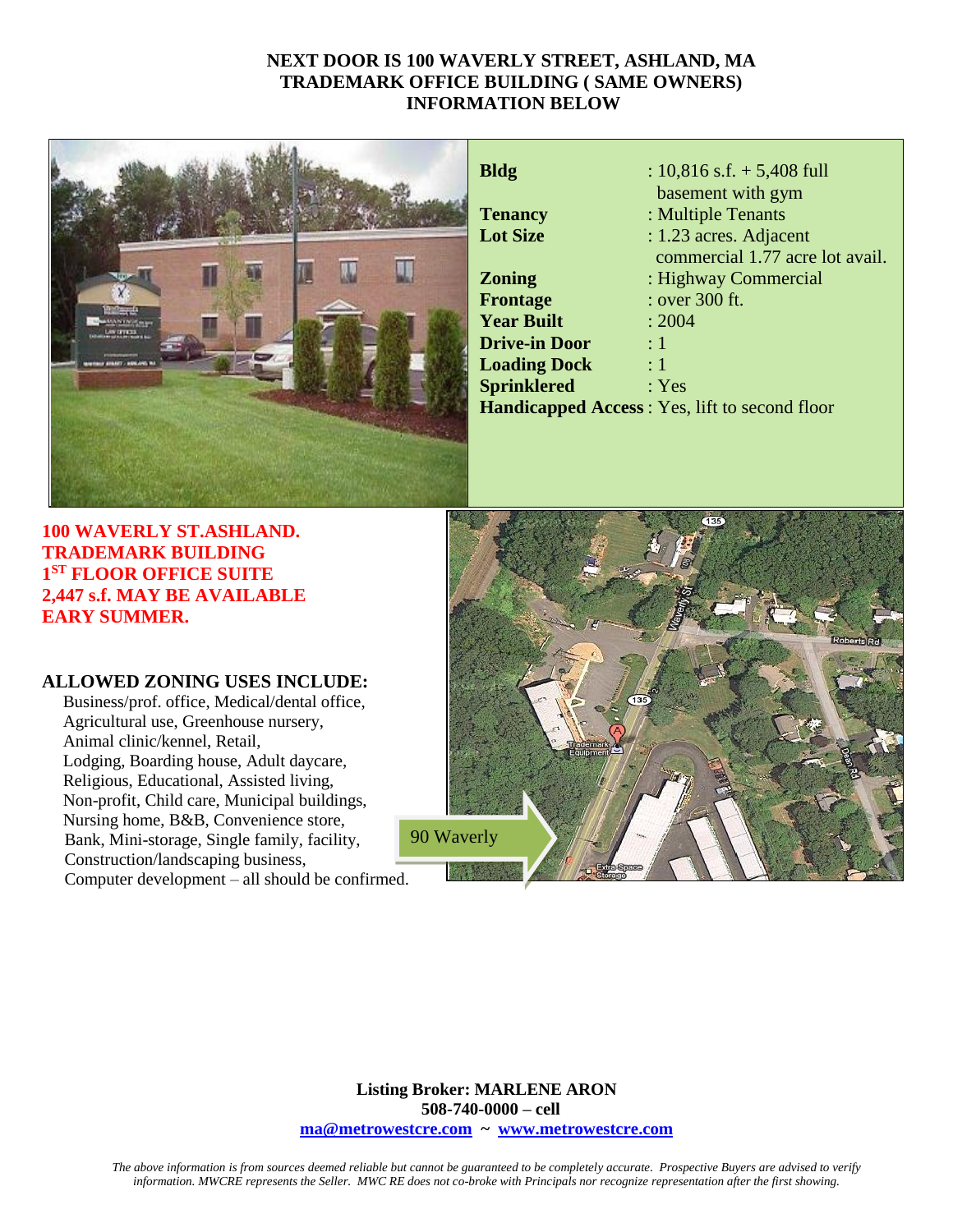**NEXT DOOR IS 100 WAVERLY STREET, ASHLAND, MA**
**TRADEMARK OFFICE BUILDING ( SAME OWNERS)**
**INFORMATION BELOW**

| | |
|---|---|
| **Bldg** | : 10,816 s.f. + 5,408 full basement with gym |
| **Tenancy** | : Multiple Tenants |
| **Lot Size** | : 1.23 acres. Adjacent commercial 1.77 acre lot avail. |
| **Zoning** | : Highway Commercial |
| **Frontage** | : over 300 ft. |
| **Year Built** | : 2004 |
| **Drive-in Door** | : 1 |
| **Loading Dock** | : 1 |
| **Sprinklered** | : Yes |
| **Handicapped Access** | : Yes, lift to second floor |

**100 WAVERLY ST.ASHLAND.**
**TRADEMARK BUILDING**
**1ST FLOOR OFFICE SUITE**
**2,447 s.f. MAY BE AVAILABLE**
**EARY SUMMER.**

90 Waverly

**ALLOWED ZONING USES INCLUDE:**

Business/prof. office, Medical/dental office, Agricultural use, Greenhouse nursery, Animal clinic/kennel, Retail, Lodging, Boarding house, Adult daycare, Religious, Educational, Assisted living, Non-profit, Child care, Municipal buildings, Nursing home, B&B, Convenience store, Bank, Mini-storage, Single family, facility, Construction/landscaping business, Computer development – all should be confirmed.

**Listing Broker: MARLENE ARON**
**508-740-0000 – cell**
**ma@metrowestcre.com ~ www.metrowestcre.com**

*The above information is from sources deemed reliable but cannot be guaranteed to be completely accurate. Prospective Buyers are advised to verify information. MWCRE represents the Seller. MWC RE does not co-broke with Principals nor recognize representation after the first showing.*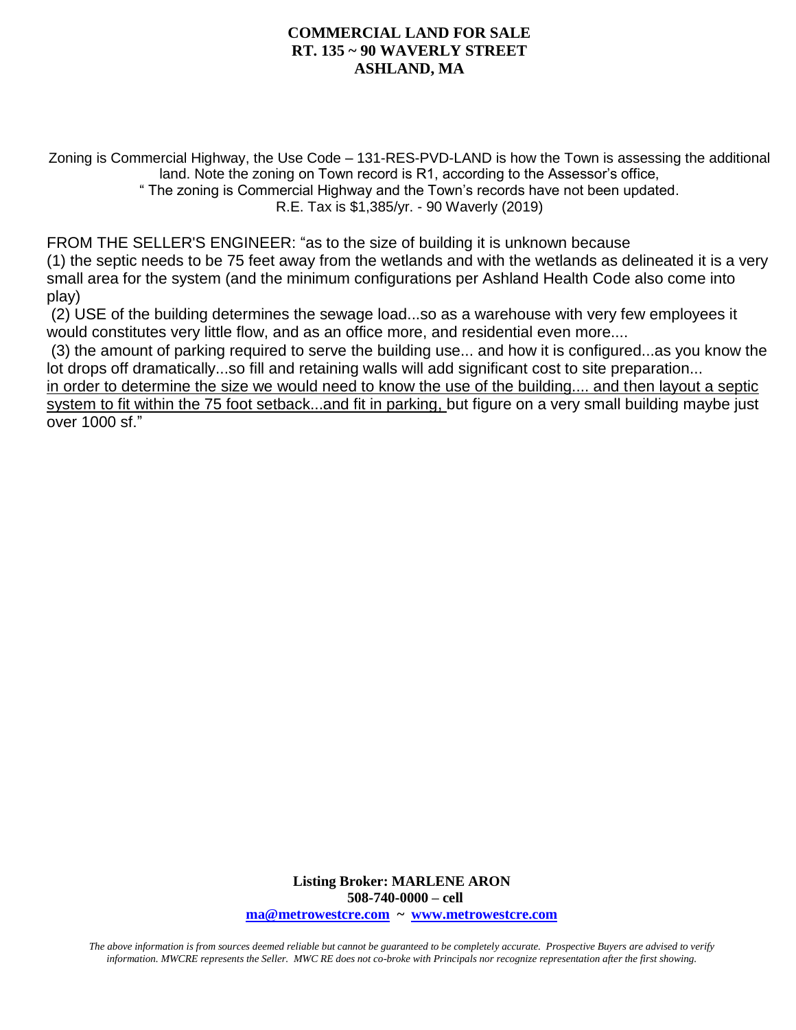**COMMERCIAL LAND FOR SALE**
**RT. 135 ~ 90 WAVERLY STREET**
**ASHLAND, MA**

Zoning is Commercial Highway, the Use Code – 131-RES-PVD-LAND is how the Town is assessing the additional land. Note the zoning on Town record is R1, according to the Assessor's office,
" The zoning is Commercial Highway and the Town's records have not been updated.
R.E. Tax is $1,385/yr. - 90 Waverly (2019)

FROM THE SELLER'S ENGINEER: "as to the size of building it is unknown because
(1) the septic needs to be 75 feet away from the wetlands and with the wetlands as delineated it is a very small area for the system (and the minimum configurations per Ashland Health Code also come into play)
(2) USE of the building determines the sewage load...so as a warehouse with very few employees it would constitutes very little flow, and as an office more, and residential even more....
(3) the amount of parking required to serve the building use... and how it is configured...as you know the lot drops off dramatically...so fill and retaining walls will add significant cost to site preparation...
<u>in order to determine the size we would need to know the use of the building.... and then layout a septic system to fit within the 75 foot setback...and fit in parking,</u> but figure on a very small building maybe just over 1000 sf."

**Listing Broker: MARLENE ARON**
**508-740-0000 – cell**
**ma@metrowestcre.com ~ www.metrowestcre.com**

*The above information is from sources deemed reliable but cannot be guaranteed to be completely accurate. Prospective Buyers are advised to verify information. MWCRE represents the Seller. MWC RE does not co-broke with Principals nor recognize representation after the first showing.*